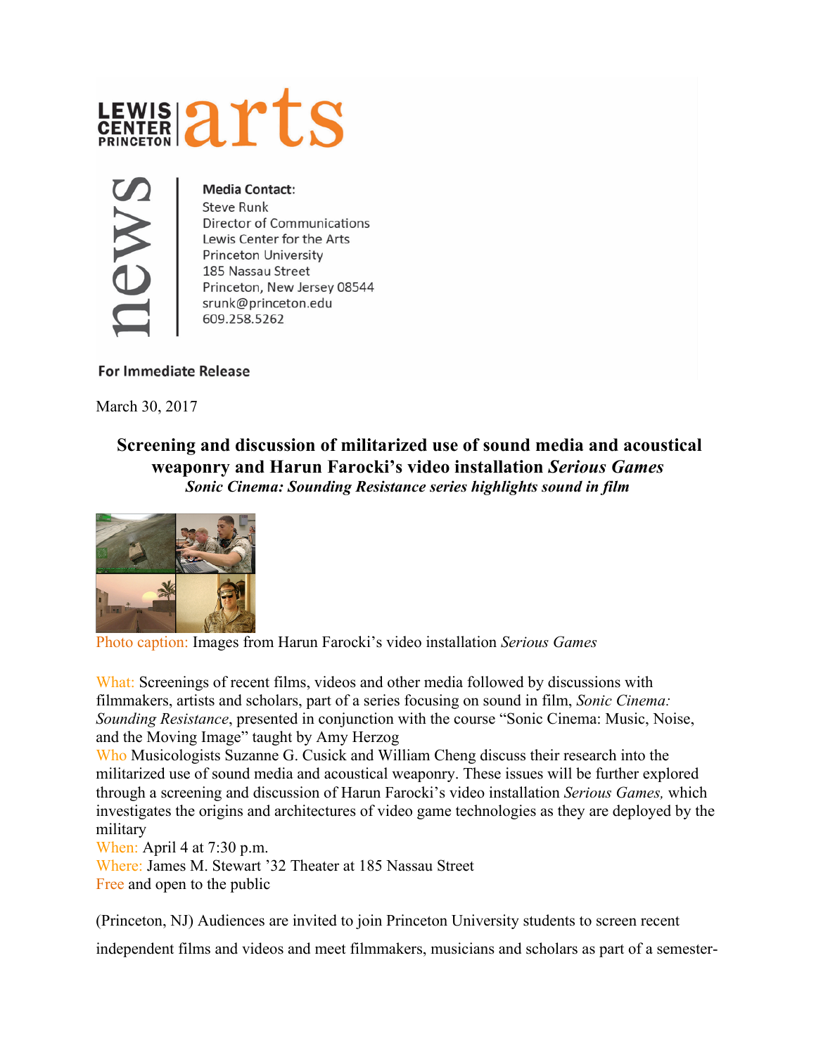LEWIS CENTER PRINCETON arts

news

**Media Contact:**
Steve Runk
Director of Communications
Lewis Center for the Arts
Princeton University
185 Nassau Street
Princeton, New Jersey 08544
srunk@princeton.edu
609.258.5262

**For Immediate Release**

March 30, 2017

# Screening and discussion of militarized use of sound media and acoustical weaponry and Harun Farocki's video installation *Serious Games*

***Sonic Cinema: Sounding Resistance series highlights sound in film***

Photo caption: Images from Harun Farocki's video installation *Serious Games*

What: Screenings of recent films, videos and other media followed by discussions with filmmakers, artists and scholars, part of a series focusing on sound in film, *Sonic Cinema: Sounding Resistance*, presented in conjunction with the course "Sonic Cinema: Music, Noise, and the Moving Image" taught by Amy Herzog
Who Musicologists Suzanne G. Cusick and William Cheng discuss their research into the militarized use of sound media and acoustical weaponry. These issues will be further explored through a screening and discussion of Harun Farocki's video installation *Serious Games,* which investigates the origins and architectures of video game technologies as they are deployed by the military
When: April 4 at 7:30 p.m.
Where: James M. Stewart '32 Theater at 185 Nassau Street
Free and open to the public

(Princeton, NJ) Audiences are invited to join Princeton University students to screen recent independent films and videos and meet filmmakers, musicians and scholars as part of a semester-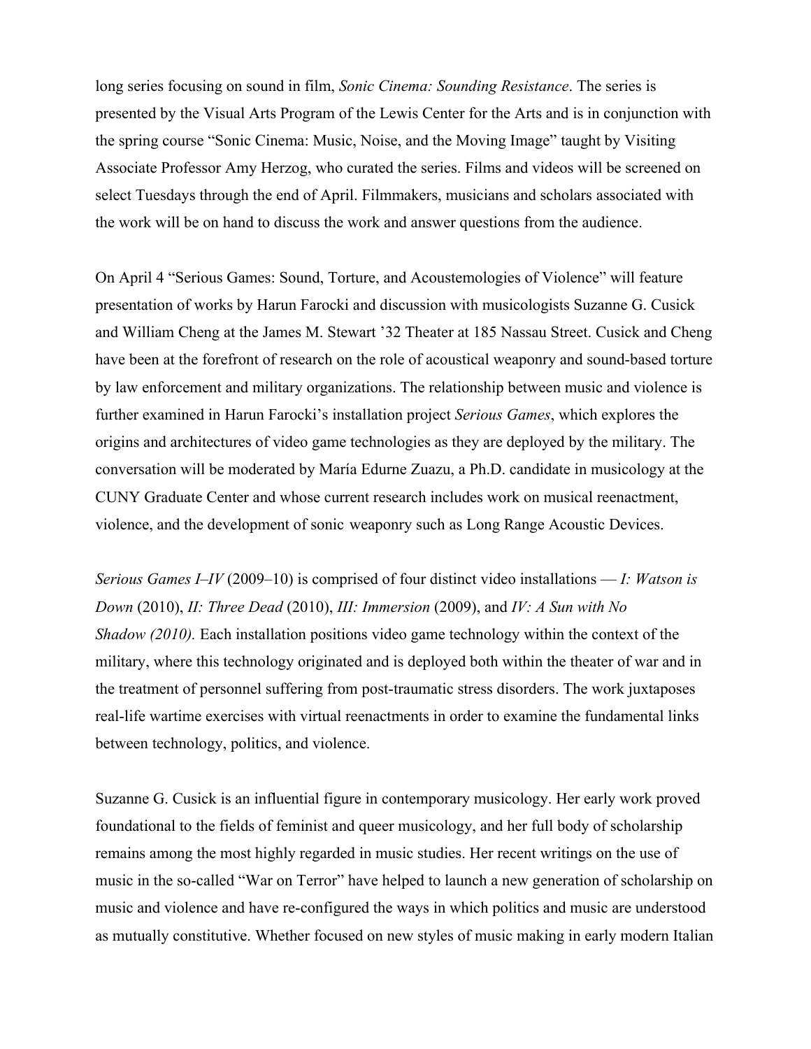long series focusing on sound in film, *Sonic Cinema: Sounding Resistance*. The series is presented by the Visual Arts Program of the Lewis Center for the Arts and is in conjunction with the spring course "Sonic Cinema: Music, Noise, and the Moving Image" taught by Visiting Associate Professor Amy Herzog, who curated the series. Films and videos will be screened on select Tuesdays through the end of April. Filmmakers, musicians and scholars associated with the work will be on hand to discuss the work and answer questions from the audience.

On April 4 "Serious Games: Sound, Torture, and Acoustemologies of Violence" will feature presentation of works by Harun Farocki and discussion with musicologists Suzanne G. Cusick and William Cheng at the James M. Stewart '32 Theater at 185 Nassau Street. Cusick and Cheng have been at the forefront of research on the role of acoustical weaponry and sound-based torture by law enforcement and military organizations. The relationship between music and violence is further examined in Harun Farocki's installation project *Serious Games*, which explores the origins and architectures of video game technologies as they are deployed by the military. The conversation will be moderated by María Edurne Zuazu, a Ph.D. candidate in musicology at the CUNY Graduate Center and whose current research includes work on musical reenactment, violence, and the development of sonic weaponry such as Long Range Acoustic Devices.

*Serious Games I–IV* (2009–10) is comprised of four distinct video installations — *I: Watson is Down* (2010), *II: Three Dead* (2010), *III: Immersion* (2009), and *IV: A Sun with No Shadow (2010).* Each installation positions video game technology within the context of the military, where this technology originated and is deployed both within the theater of war and in the treatment of personnel suffering from post-traumatic stress disorders. The work juxtaposes real-life wartime exercises with virtual reenactments in order to examine the fundamental links between technology, politics, and violence.

Suzanne G. Cusick is an influential figure in contemporary musicology. Her early work proved foundational to the fields of feminist and queer musicology, and her full body of scholarship remains among the most highly regarded in music studies. Her recent writings on the use of music in the so-called "War on Terror" have helped to launch a new generation of scholarship on music and violence and have re-configured the ways in which politics and music are understood as mutually constitutive. Whether focused on new styles of music making in early modern Italian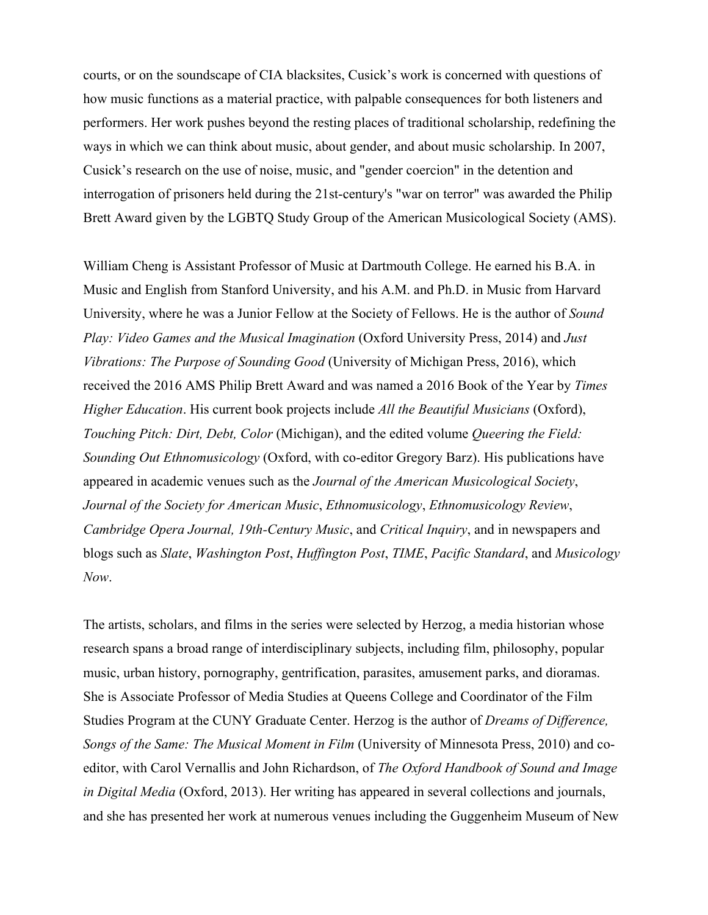courts, or on the soundscape of CIA blacksites, Cusick's work is concerned with questions of how music functions as a material practice, with palpable consequences for both listeners and performers. Her work pushes beyond the resting places of traditional scholarship, redefining the ways in which we can think about music, about gender, and about music scholarship. In 2007, Cusick's research on the use of noise, music, and "gender coercion" in the detention and interrogation of prisoners held during the 21st-century's "war on terror" was awarded the Philip Brett Award given by the LGBTQ Study Group of the American Musicological Society (AMS).

William Cheng is Assistant Professor of Music at Dartmouth College. He earned his B.A. in Music and English from Stanford University, and his A.M. and Ph.D. in Music from Harvard University, where he was a Junior Fellow at the Society of Fellows. He is the author of *Sound Play: Video Games and the Musical Imagination* (Oxford University Press, 2014) and *Just Vibrations: The Purpose of Sounding Good* (University of Michigan Press, 2016), which received the 2016 AMS Philip Brett Award and was named a 2016 Book of the Year by *Times Higher Education*. His current book projects include *All the Beautiful Musicians* (Oxford), *Touching Pitch: Dirt, Debt, Color* (Michigan), and the edited volume *Queering the Field: Sounding Out Ethnomusicology* (Oxford, with co-editor Gregory Barz). His publications have appeared in academic venues such as the *Journal of the American Musicological Society*, *Journal of the Society for American Music*, *Ethnomusicology*, *Ethnomusicology Review*, *Cambridge Opera Journal, 19th-Century Music*, and *Critical Inquiry*, and in newspapers and blogs such as *Slate*, *Washington Post*, *Huffington Post*, *TIME*, *Pacific Standard*, and *Musicology Now*.

The artists, scholars, and films in the series were selected by Herzog, a media historian whose research spans a broad range of interdisciplinary subjects, including film, philosophy, popular music, urban history, pornography, gentrification, parasites, amusement parks, and dioramas. She is Associate Professor of Media Studies at Queens College and Coordinator of the Film Studies Program at the CUNY Graduate Center. Herzog is the author of *Dreams of Difference, Songs of the Same: The Musical Moment in Film* (University of Minnesota Press, 2010) and co-editor, with Carol Vernallis and John Richardson, of *The Oxford Handbook of Sound and Image in Digital Media* (Oxford, 2013). Her writing has appeared in several collections and journals, and she has presented her work at numerous venues including the Guggenheim Museum of New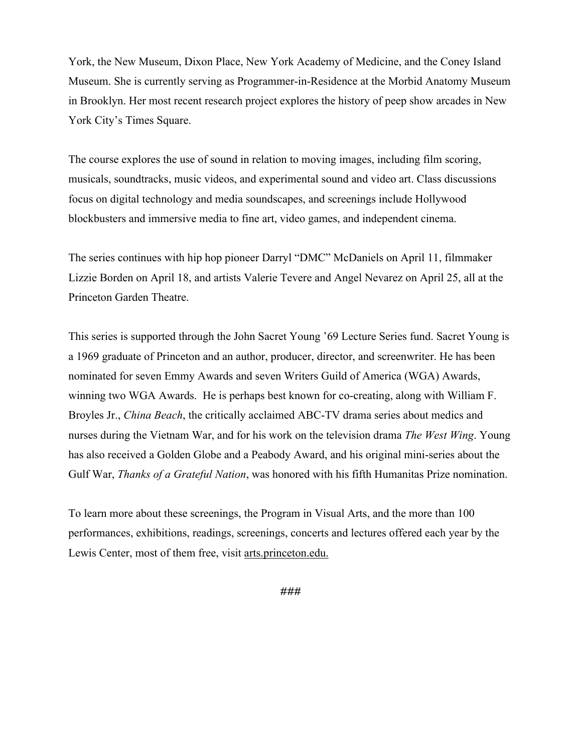York, the New Museum, Dixon Place, New York Academy of Medicine, and the Coney Island Museum. She is currently serving as Programmer-in-Residence at the Morbid Anatomy Museum in Brooklyn. Her most recent research project explores the history of peep show arcades in New York City's Times Square.

The course explores the use of sound in relation to moving images, including film scoring, musicals, soundtracks, music videos, and experimental sound and video art. Class discussions focus on digital technology and media soundscapes, and screenings include Hollywood blockbusters and immersive media to fine art, video games, and independent cinema.

The series continues with hip hop pioneer Darryl "DMC" McDaniels on April 11, filmmaker Lizzie Borden on April 18, and artists Valerie Tevere and Angel Nevarez on April 25, all at the Princeton Garden Theatre.

This series is supported through the John Sacret Young '69 Lecture Series fund. Sacret Young is a 1969 graduate of Princeton and an author, producer, director, and screenwriter. He has been nominated for seven Emmy Awards and seven Writers Guild of America (WGA) Awards, winning two WGA Awards. He is perhaps best known for co-creating, along with William F. Broyles Jr., *China Beach*, the critically acclaimed ABC-TV drama series about medics and nurses during the Vietnam War, and for his work on the television drama *The West Wing*. Young has also received a Golden Globe and a Peabody Award, and his original mini-series about the Gulf War, *Thanks of a Grateful Nation*, was honored with his fifth Humanitas Prize nomination.

To learn more about these screenings, the Program in Visual Arts, and the more than 100 performances, exhibitions, readings, screenings, concerts and lectures offered each year by the Lewis Center, most of them free, visit arts.princeton.edu.

###